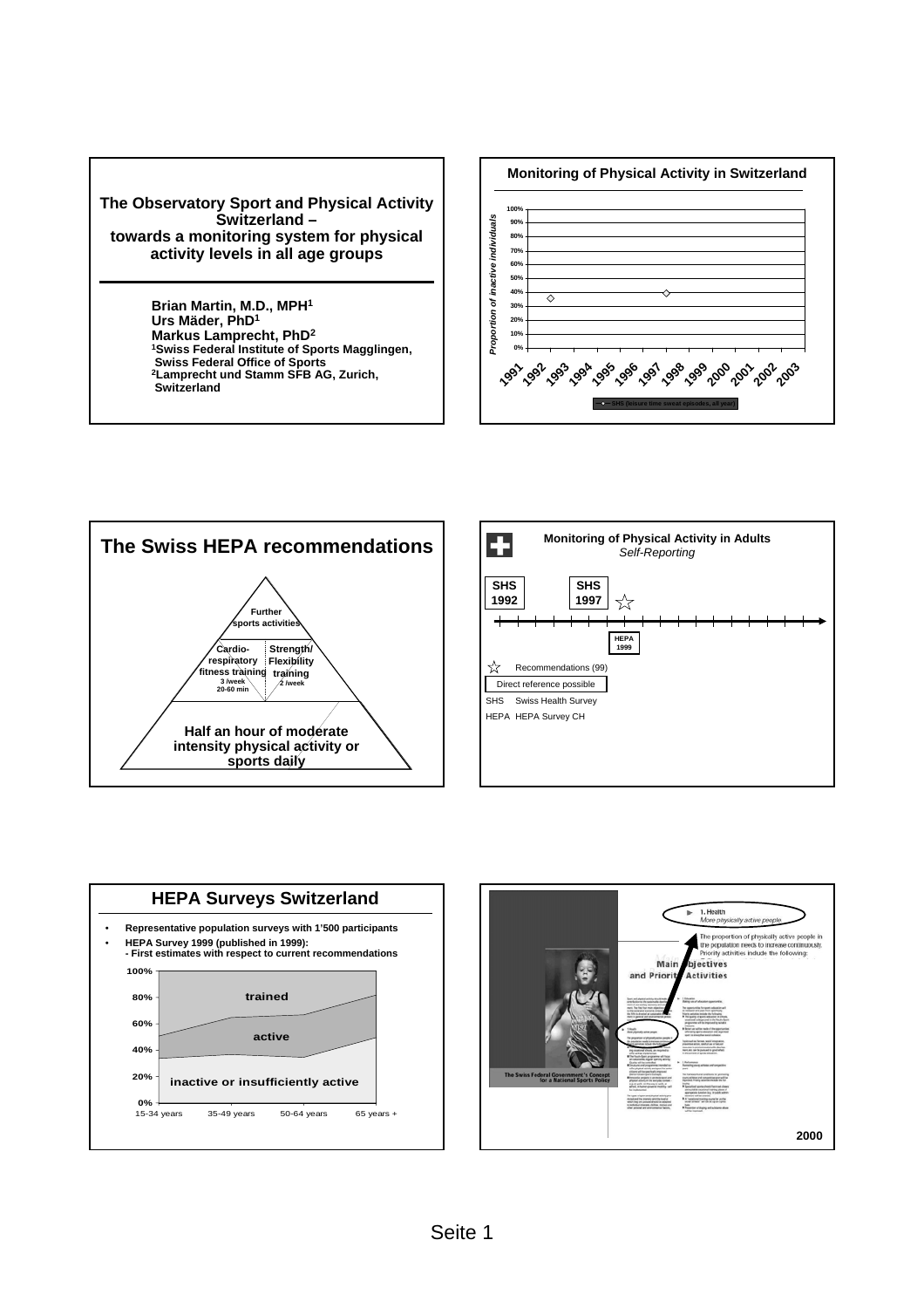## The Observatory Sport and Physical Activity Switzerland – towards a monitoring system for physical activity levels in all age groups

**Brian Martin, M.D., MPH[1]**
**Urs Mäder, PhD[1]**
**Markus Lamprecht, PhD[2]**
**[1]Swiss Federal Institute of Sports Magglingen, Swiss Federal Office of Sports**
**[2]Lamprecht und Stamm SFB AG, Zurich, Switzerland**

---

## Monitoring of Physical Activity in Switzerland

*Proportion of inactive individuals*

100%, 90%, 80%, 70%, 60%, 50%, 40%, 30%, 20%, 10%, 0%

1991, 1992, 1993, 1994, 1995, 1996, 1997, 1998, 1999, 2000, 2001, 2002, 2003

SHS (leisure time sweat episodes, all year)

---

## The Swiss HEPA recommendations

- **Further sports activities**
- **Cardio-respiratory fitness training** 3 /week 20-60 min
- **Strength/ Flexibility training** 2 /week
- **Half an hour of moderate intensity physical activity or sports daily**

---

## Monitoring of Physical Activity in Adults

*Self-Reporting*

**SHS 1992** — **SHS 1997** ☆ — **HEPA 1999**

☆ Recommendations (99)

Direct reference possible

SHS Swiss Health Survey

HEPA HEPA Survey CH

---

## HEPA Surveys Switzerland

- **Representative population surveys with 1'500 participants**
- **HEPA Survey 1999 (published in 1999):**
  **- First estimates with respect to current recommendations**

**trained** / **active** / **inactive or insufficiently active**

100%, 80%, 60%, 40%, 20%, 0%

15-34 years, 35-49 years, 50-64 years, 65 years +

---

1. Health
*More physically active people*

The proportion of physically active people in the population needs to increase continuously. Priority activities include the following:

**Main Objectives and Priority Activities**

The Swiss Federal Government's Concept for a National Sports Policy

**2000**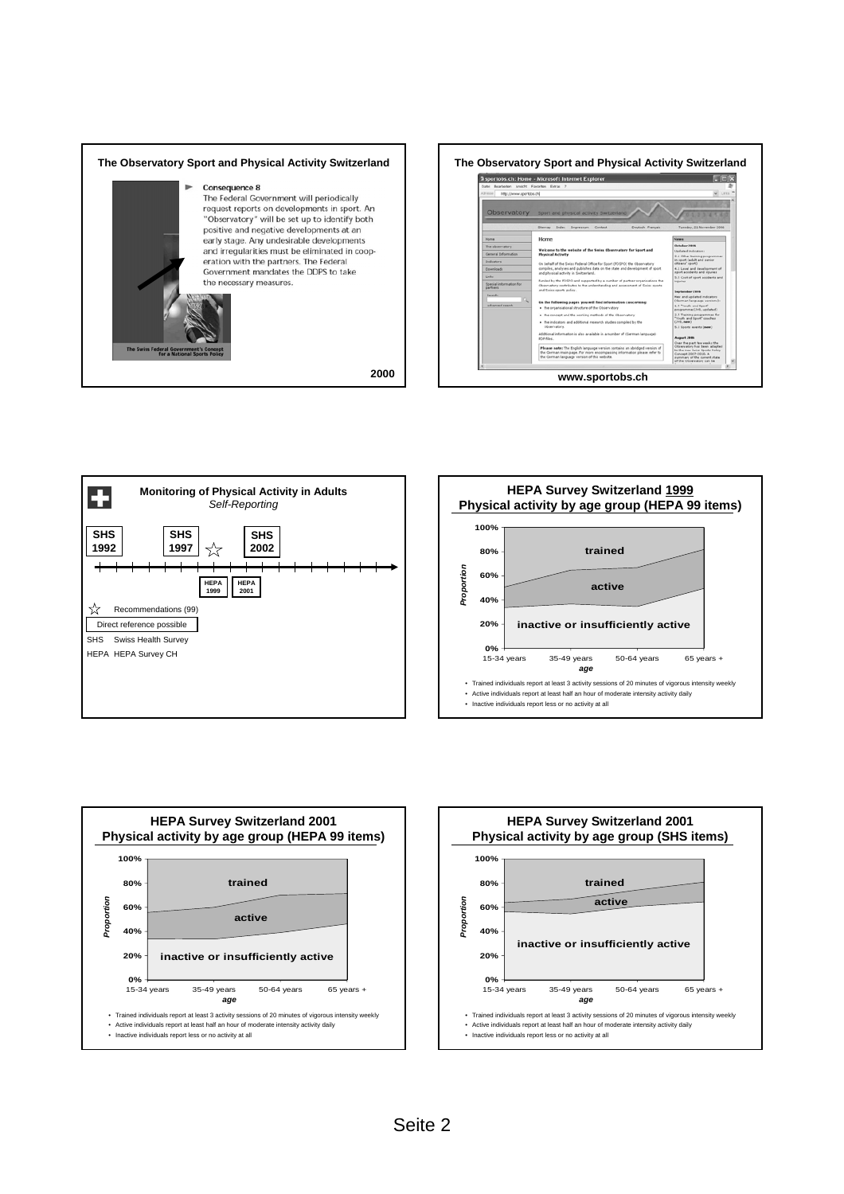## The Observatory Sport and Physical Activity Switzerland

**Consequence 8**

The Federal Government will periodically request reports on developments in sport. An "Observatory" will be set up to identify both positive and negative developments at an early stage. Any undesirable developments and irregularities must be eliminated in cooperation with the partners. The Federal Government mandates the DDPS to take the necessary measures.

The Swiss Federal Government's Concept for a National Sports Policy

2000

## The Observatory Sport and Physical Activity Switzerland

www.sportobs.ch

## Monitoring of Physical Activity in Adults

*Self-Reporting*

SHS 1992 — SHS 1997 ☆ — SHS 2002

HEPA 1999 — HEPA 2001

☆ Recommendations (99)

Direct reference possible

SHS Swiss Health Survey

HEPA HEPA Survey CH

## HEPA Survey Switzerland 1999
## Physical activity by age group (HEPA 99 items)

*Proportion* (0%–100%) by *age* (15-34 years, 35-49 years, 50-64 years, 65 years +): trained, active, inactive or insufficiently active

- Trained individuals report at least 3 activity sessions of 20 minutes of vigorous intensity weekly
- Active individuals report at least half an hour of moderate intensity activity daily
- Inactive individuals report less or no activity at all

## HEPA Survey Switzerland 2001
## Physical activity by age group (HEPA 99 items)

*Proportion* (0%–100%) by *age* (15-34 years, 35-49 years, 50-64 years, 65 years +): trained, active, inactive or insufficiently active

- Trained individuals report at least 3 activity sessions of 20 minutes of vigorous intensity weekly
- Active individuals report at least half an hour of moderate intensity activity daily
- Inactive individuals report less or no activity at all

## HEPA Survey Switzerland 2001
## Physical activity by age group (SHS items)

*Proportion* (0%–100%) by *age* (15-34 years, 35-49 years, 50-64 years, 65 years +): trained, active, inactive or insufficiently active

- Trained individuals report at least 3 activity sessions of 20 minutes of vigorous intensity weekly
- Active individuals report at least half an hour of moderate intensity activity daily
- Inactive individuals report less or no activity at all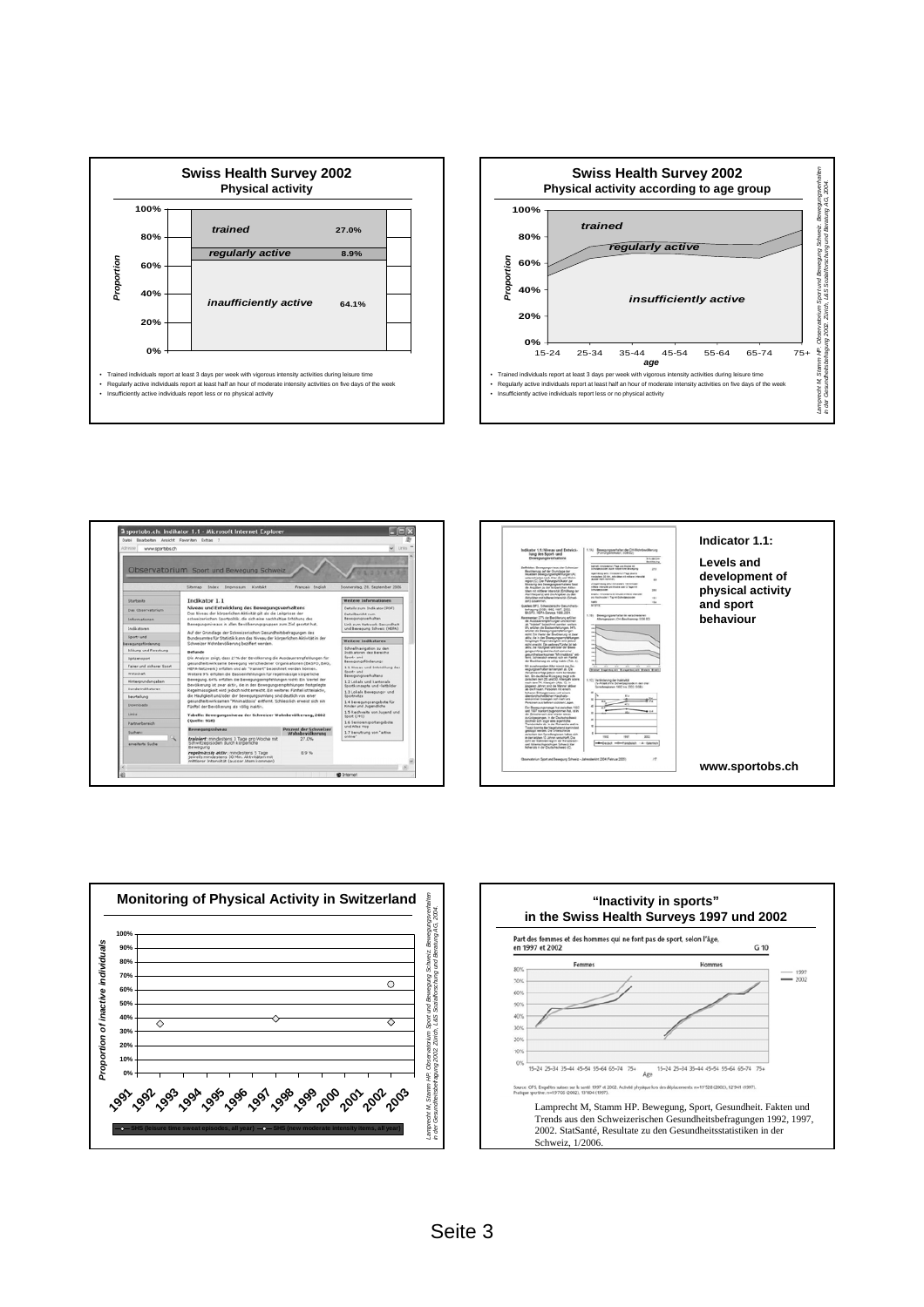## Swiss Health Survey 2002

### Physical activity

| | Proportion |
|---|---|
| trained | 27.0% |
| regularly active | 8.9% |
| inaufficiently active | 64.1% |

- Trained individuals report at least 3 days per week with vigorous intensity activities during leisure time
- Regularly active individuals report at least half an hour of moderate intensity activities on five days of the week
- Insufficiently active individuals report less or no physical activity

## Swiss Health Survey 2002

### Physical activity according to age group

Proportion: 0%, 20%, 40%, 60%, 80%, 100%

age: 15-24, 25-34, 35-44, 45-54, 55-64, 65-74, 75+

*trained*, *regularly active*, *insufficiently active*

- Trained individuals report at least 3 days per week with vigorous intensity activities during leisure time
- Regularly active individuals report at least half an hour of moderate intensity activities on five days of the week
- Insufficiently active individuals report less or no physical activity

*Lamprecht M, Stamm HP. Observatorium Sport und Bewegung Schweiz. Bewegungsverhalten in der Gesundheitsbefragung 2002. Zürich, L&S Sozialforschung und Beratung AG, 2004.*

**Indicator 1.1:**

**Levels and development of physical activity and sport behaviour**

**www.sportobs.ch**

## Monitoring of Physical Activity in Switzerland

Proportion of inactive individuals: 0%–100%

Years: 1991, 1992, 1993, 1994, 1995, 1996, 1997, 1998, 1999, 2000, 2001, 2002, 2003

SHS (leisure time sweat episodes, all year) — SHS (new moderate intensity items, all year)

*Lamprecht M, Stamm HP. Observatorium Sport und Bewegung Schweiz. Bewegungsverhalten in der Gesundheitsbefragung 2002. Zürich, L&S Sozialforschung und Beratung AG, 2004.*

## "Inactivity in sports" in the Swiss Health Surveys 1997 und 2002

Part des femmes et des hommes qui ne font pas de sport, selon l'âge, en 1997 et 2002 — G 10

Femmes — Hommes

Âge: 15–24 25–34 35–44 45–54 55–64 65–74 75+

1997 / 2002

Source: OFS, Enquêtes suisses sur la santé 1997 et 2002. Activité physique hors des déplacements: n=11'528 (2002), 12'941 (1997). Pratique sportive: n=19'700 (2002), 13'004 (1997).

Lamprecht M, Stamm HP. Bewegung, Sport, Gesundheit. Fakten und Trends aus den Schweizerischen Gesundheitsbefragungen 1992, 1997, 2002. StatSanté, Resultate zu den Gesundheitsstatistiken in der Schweiz, 1/2006.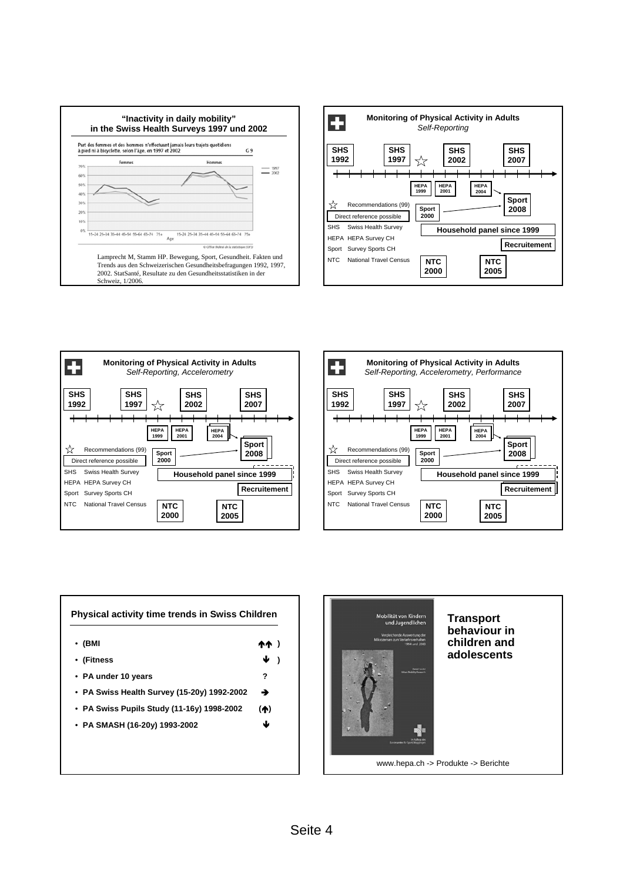## "Inactivity in daily mobility" in the Swiss Health Surveys 1997 und 2002

Part des femmes et des hommes n'effectuant jamais leurs trajets quotidiens à pied ni à bicyclette, selon l'âge, en 1997 et 2002 — G 9

Femmes — Hommes

1997
2002

70% 60% 50% 40% 30% 20% 10% 0%

15–24 25–34 35–44 45–54 55–64 65–74 75+ 15–24 25–34 35–44 45–54 55–64 65–74 75+

Age

© Office fédéral de la statistique (OFS)

Lamprecht M, Stamm HP. Bewegung, Sport, Gesundheit. Fakten und Trends aus den Schweizerischen Gesundheitsbefragungen 1992, 1997, 2002. StatSanté, Resultate zu den Gesundheitsstatistiken in der Schweiz, 1/2006.

## Monitoring of Physical Activity in Adults

*Self-Reporting*

SHS 1992 — SHS 1997 — ☆ — SHS 2002 — SHS 2007

HEPA 1999 — HEPA 2001 — HEPA 2004

Sport 2000 — Sport 2008

Household panel since 1999

Recruitement

NTC 2000 — NTC 2005

☆ Recommendations (99)

Direct reference possible

SHS Swiss Health Survey

HEPA HEPA Survey CH

Sport Survey Sports CH

NTC National Travel Census

## Monitoring of Physical Activity in Adults

*Self-Reporting, Accelerometry*

SHS 1992 — SHS 1997 — ☆ — SHS 2002 — SHS 2007

HEPA 1999 — HEPA 2001 — HEPA 2004

Sport 2000 — Sport 2008

Household panel since 1999

Recruitement

NTC 2000 — NTC 2005

☆ Recommendations (99)

Direct reference possible

SHS Swiss Health Survey

HEPA HEPA Survey CH

Sport Survey Sports CH

NTC National Travel Census

## Monitoring of Physical Activity in Adults

*Self-Reporting, Accelerometry, Performance*

SHS 1992 — SHS 1997 — ☆ — SHS 2002 — SHS 2007

HEPA 1999 — HEPA 2001 — HEPA 2004

Sport 2000 — Sport 2008

Household panel since 1999

Recruitement

NTC 2000 — NTC 2005

☆ Recommendations (99)

Direct reference possible

SHS Swiss Health Survey

HEPA HEPA Survey CH

Sport Survey Sports CH

NTC National Travel Census

## Physical activity time trends in Swiss Children

- (BMI ↑↑ )
- (Fitness ↓ )
- PA under 10 years ?
- PA Swiss Health Survey (15-20y) 1992-2002 →
- PA Swiss Pupils Study (11-16y) 1998-2002 (↑)
- PA SMASH (16-20y) 1993-2002 ↓

## Transport behaviour in children and adolescents

Mobilität von Kindern und Jugendlichen

Vergleichende Auswertung der Mikrozensen zum Verkehrsverhalten 1994 und 2000

www.hepa.ch -> Produkte -> Berichte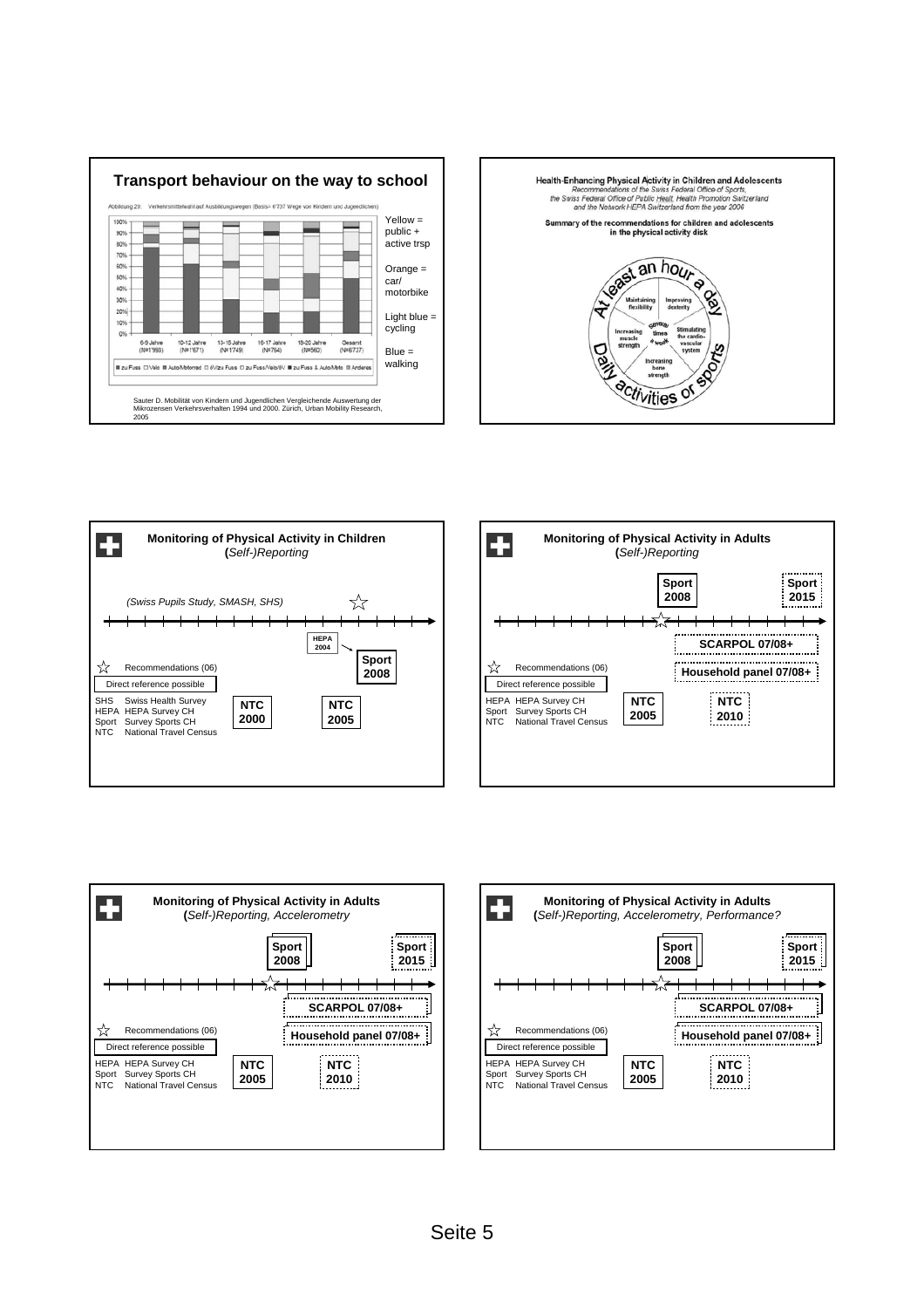## Transport behaviour on the way to school

Abbildung 29: Verkehrsmittelwahl auf Ausbildungswegen (Basis= 6'737 Wege von Kindern und Jugendlichen)

6-9 Jahre (N=1'993) | 10-12 Jahre (N=1'671) | 13-15 Jahre (N=1'749) | 16-17 Jahre (N=764) | 18-20 Jahre (N=560) | Gesamt (N=6737)

zu Fuss | Velo | Auto/Motorrad | öV/zu Fuss | zu Fuss/Velo/öV | zu Fuss & Auto/Moto | Anderes

Yellow = public + active trsp

Orange = car/ motorbike

Light blue = cycling

Blue = walking

Sauter D. Mobilität von Kindern und Jugendlichen Vergleichende Auswertung der Mikrozensen Verkehrsverhalten 1994 und 2000. Zürich, Urban Mobility Research, 2005

---

## Health-Enhancing Physical Activity in Children and Adolescents

*Recommendations of the Swiss Federal Office of Sports, the Swiss Federal Office of Public Healt, Health Promotion Switzerland and the Network HEPA Switzerland from the year 2006*

**Summary of the recommendations for children and adolescents in the physical activity disk**

At least an hour a day

Maintaining flexibility | Improving dexterity | Increasing muscle strength | Several times a week | Stimulating the cardio-vascular system | Increasing bone strength

Daily activities or sports

---

## Monitoring of Physical Activity in Children

**(***Self-)Reporting*

*(Swiss Pupils Study, SMASH, SHS)*

HEPA 2004

Sport 2008

☆ Recommendations (06)

Direct reference possible

NTC 2000

NTC 2005

- SHS Swiss Health Survey
- HEPA HEPA Survey CH
- Sport Survey Sports CH
- NTC National Travel Census

---

## Monitoring of Physical Activity in Adults

**(***Self-)Reporting*

Sport 2008

Sport 2015

SCARPOL 07/08+

Household panel 07/08+

☆ Recommendations (06)

Direct reference possible

NTC 2005

NTC 2010

- HEPA HEPA Survey CH
- Sport Survey Sports CH
- NTC National Travel Census

---

## Monitoring of Physical Activity in Adults

**(***Self-)Reporting, Accelerometry*

Sport 2008

Sport 2015

SCARPOL 07/08+

Household panel 07/08+

☆ Recommendations (06)

Direct reference possible

NTC 2005

NTC 2010

- HEPA HEPA Survey CH
- Sport Survey Sports CH
- NTC National Travel Census

---

## Monitoring of Physical Activity in Adults

**(***Self-)Reporting, Accelerometry, Performance?*

Sport 2008

Sport 2015

SCARPOL 07/08+

Household panel 07/08+

☆ Recommendations (06)

Direct reference possible

NTC 2005

NTC 2010

- HEPA HEPA Survey CH
- Sport Survey Sports CH
- NTC National Travel Census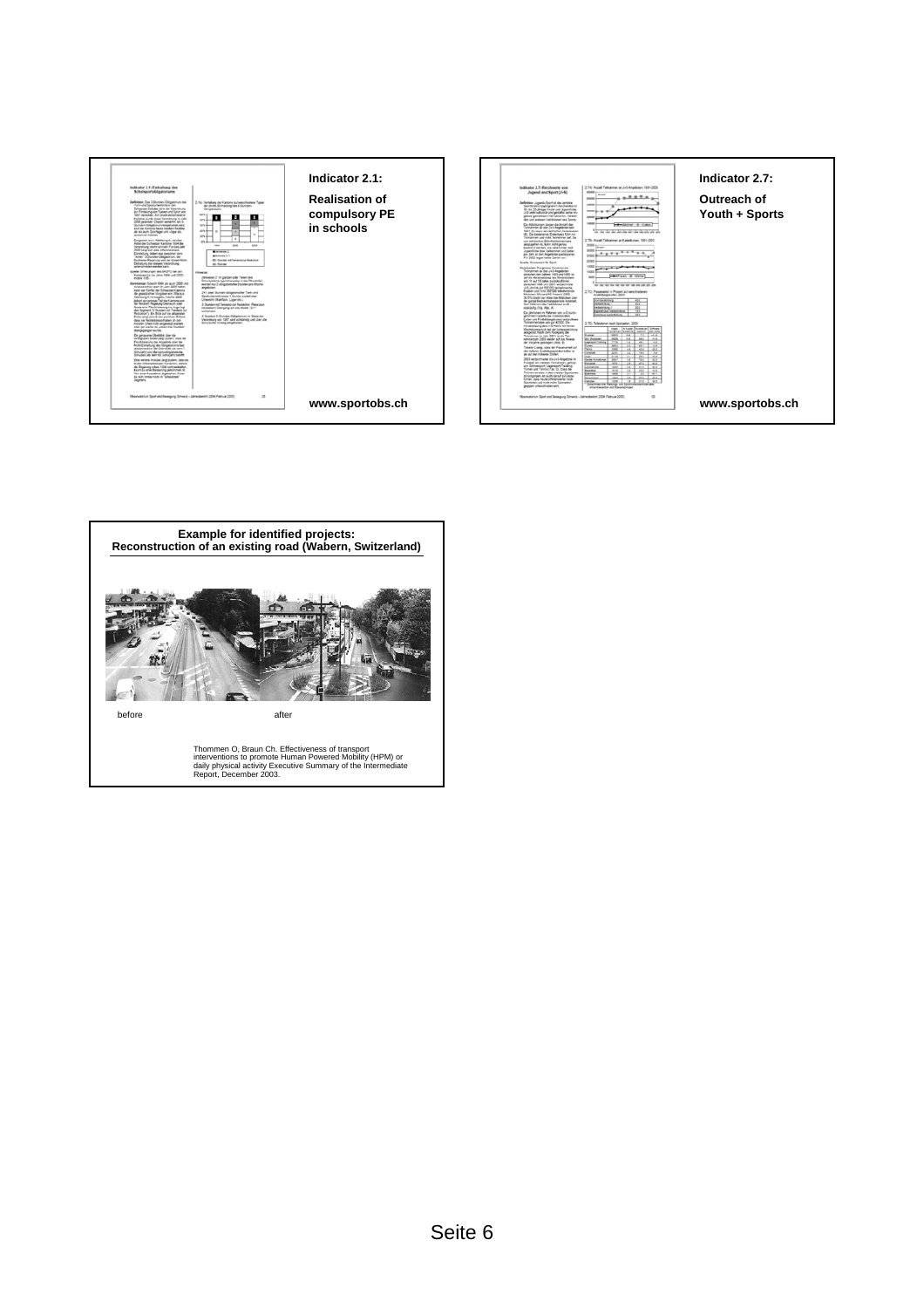**Indicator 2.1:**

**Realisation of compulsory PE in schools**

**www.sportobs.ch**

**Indicator 2.7:**

**Outreach of Youth + Sports**

**www.sportobs.ch**

**Example for identified projects: Reconstruction of an existing road (Wabern, Switzerland)**

before

after

Thommen O, Braun Ch. Effectiveness of transport interventions to promote Human Powered Mobility (HPM) or daily physical activity Executive Summary of the Intermediate Report, December 2003.